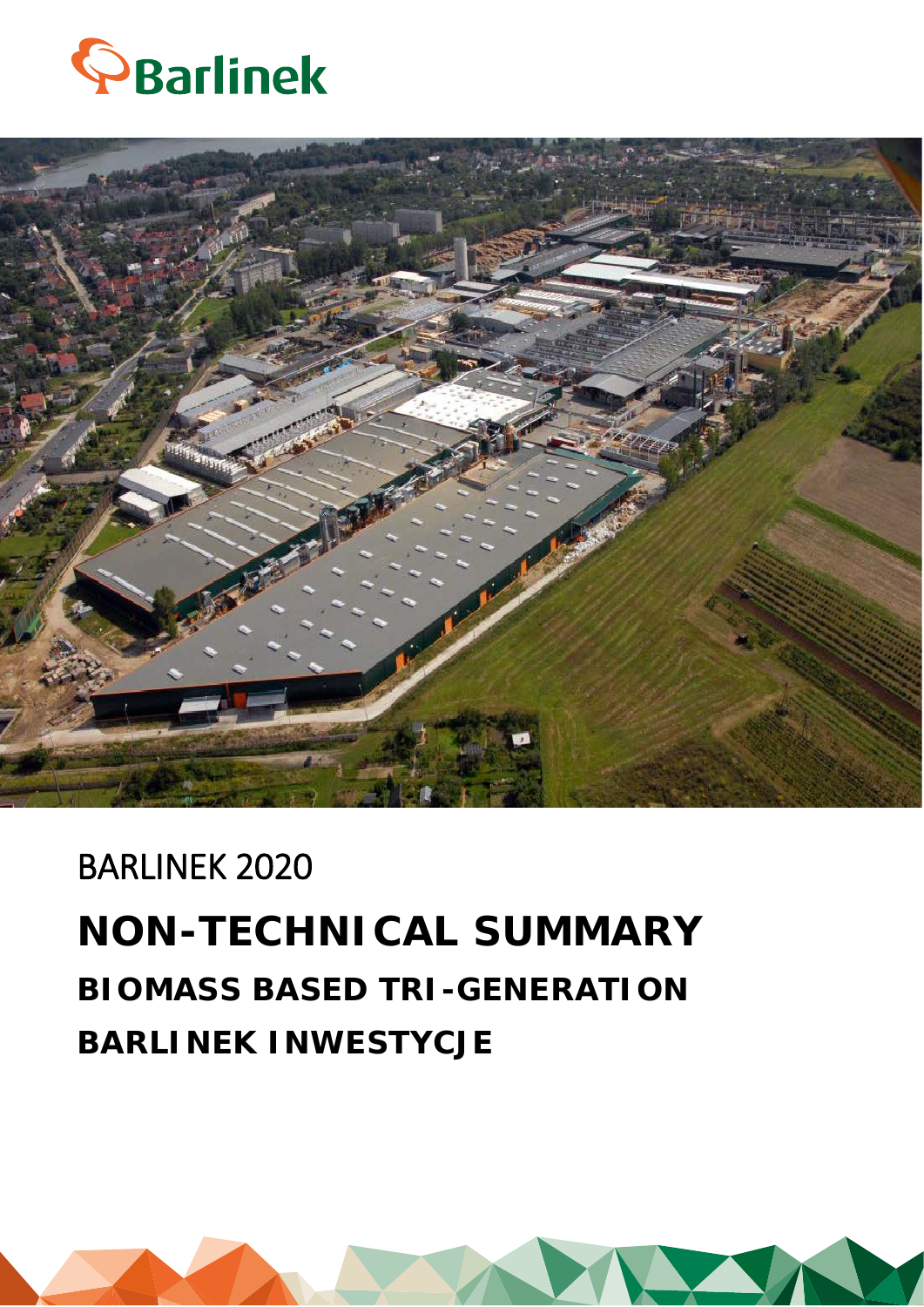Barlinek

BARLINEK 2020

# NON-TECHNICAL SUMMARY

## BIOMASS BASED TRI-GENERATION

## BARLINEK INWESTYCJE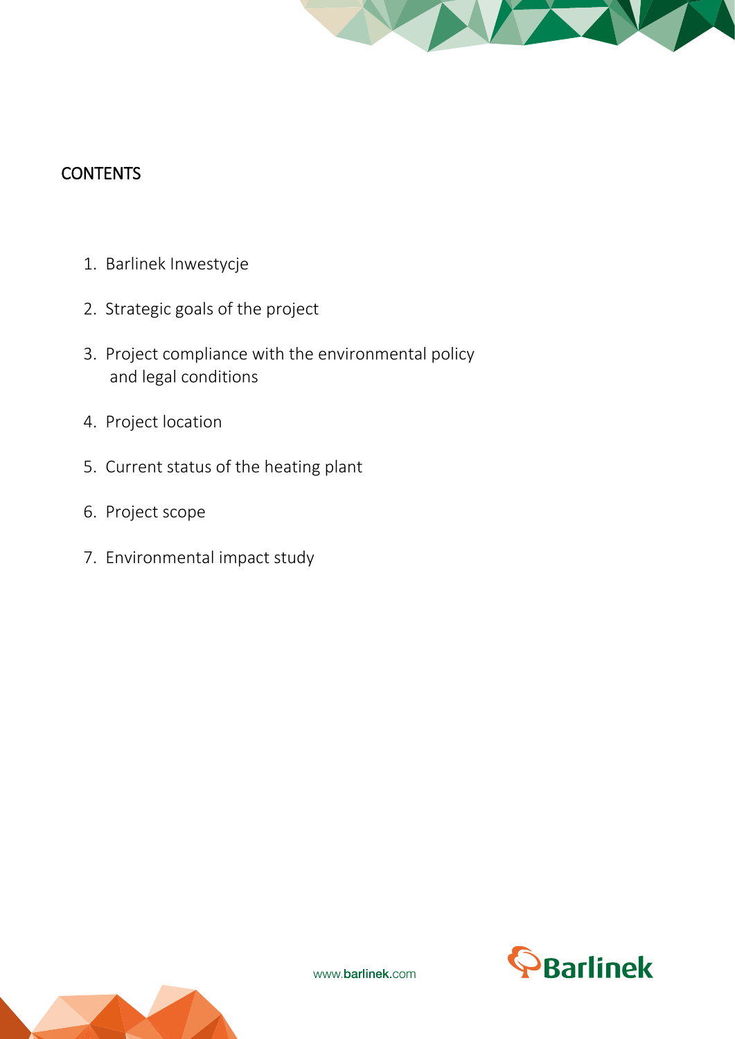# CONTENTS

1. Barlinek Inwestycje
2. Strategic goals of the project
3. Project compliance with the environmental policy and legal conditions
4. Project location
5. Current status of the heating plant
6. Project scope
7. Environmental impact study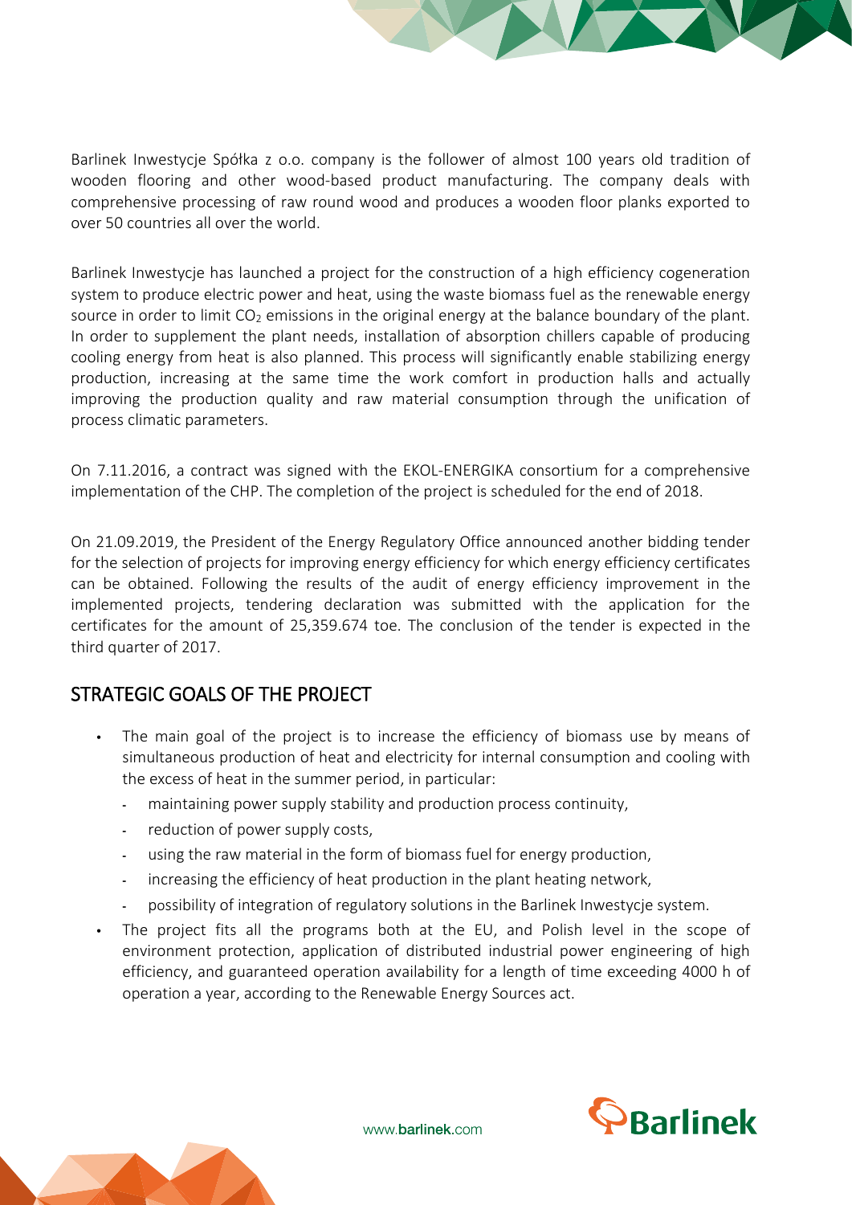Barlinek Inwestycje Spółka z o.o. company is the follower of almost 100 years old tradition of wooden flooring and other wood-based product manufacturing. The company deals with comprehensive processing of raw round wood and produces a wooden floor planks exported to over 50 countries all over the world.

Barlinek Inwestycje has launched a project for the construction of a high efficiency cogeneration system to produce electric power and heat, using the waste biomass fuel as the renewable energy source in order to limit $CO_2$ emissions in the original energy at the balance boundary of the plant. In order to supplement the plant needs, installation of absorption chillers capable of producing cooling energy from heat is also planned. This process will significantly enable stabilizing energy production, increasing at the same time the work comfort in production halls and actually improving the production quality and raw material consumption through the unification of process climatic parameters.

On 7.11.2016, a contract was signed with the EKOL-ENERGIKA consortium for a comprehensive implementation of the CHP. The completion of the project is scheduled for the end of 2018.

On 21.09.2019, the President of the Energy Regulatory Office announced another bidding tender for the selection of projects for improving energy efficiency for which energy efficiency certificates can be obtained. Following the results of the audit of energy efficiency improvement in the implemented projects, tendering declaration was submitted with the application for the certificates for the amount of 25,359.674 toe. The conclusion of the tender is expected in the third quarter of 2017.

## STRATEGIC GOALS OF THE PROJECT

- The main goal of the project is to increase the efficiency of biomass use by means of simultaneous production of heat and electricity for internal consumption and cooling with the excess of heat in the summer period, in particular:
  - maintaining power supply stability and production process continuity,
  - reduction of power supply costs,
  - using the raw material in the form of biomass fuel for energy production,
  - increasing the efficiency of heat production in the plant heating network,
  - possibility of integration of regulatory solutions in the Barlinek Inwestycje system.
- The project fits all the programs both at the EU, and Polish level in the scope of environment protection, application of distributed industrial power engineering of high efficiency, and guaranteed operation availability for a length of time exceeding 4000 h of operation a year, according to the Renewable Energy Sources act.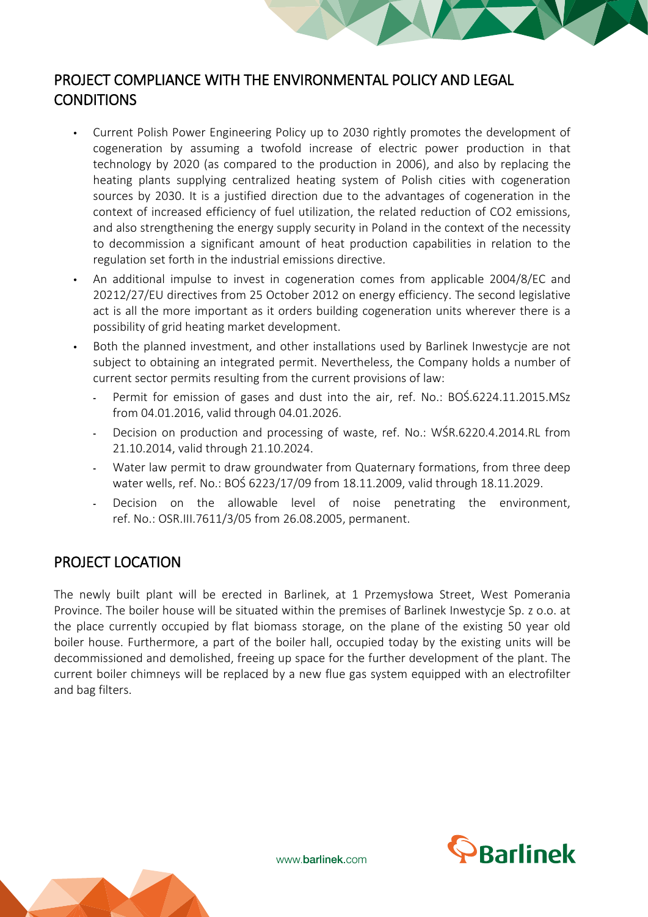## PROJECT COMPLIANCE WITH THE ENVIRONMENTAL POLICY AND LEGAL CONDITIONS

- Current Polish Power Engineering Policy up to 2030 rightly promotes the development of cogeneration by assuming a twofold increase of electric power production in that technology by 2020 (as compared to the production in 2006), and also by replacing the heating plants supplying centralized heating system of Polish cities with cogeneration sources by 2030. It is a justified direction due to the advantages of cogeneration in the context of increased efficiency of fuel utilization, the related reduction of CO2 emissions, and also strengthening the energy supply security in Poland in the context of the necessity to decommission a significant amount of heat production capabilities in relation to the regulation set forth in the industrial emissions directive.
- An additional impulse to invest in cogeneration comes from applicable 2004/8/EC and 20212/27/EU directives from 25 October 2012 on energy efficiency. The second legislative act is all the more important as it orders building cogeneration units wherever there is a possibility of grid heating market development.
- Both the planned investment, and other installations used by Barlinek Inwestycje are not subject to obtaining an integrated permit. Nevertheless, the Company holds a number of current sector permits resulting from the current provisions of law:
  - Permit for emission of gases and dust into the air, ref. No.: BOŚ.6224.11.2015.MSz from 04.01.2016, valid through 04.01.2026.
  - Decision on production and processing of waste, ref. No.: WŚR.6220.4.2014.RL from 21.10.2014, valid through 21.10.2024.
  - Water law permit to draw groundwater from Quaternary formations, from three deep water wells, ref. No.: BOŚ 6223/17/09 from 18.11.2009, valid through 18.11.2029.
  - Decision on the allowable level of noise penetrating the environment, ref. No.: OSR.III.7611/3/05 from 26.08.2005, permanent.

## PROJECT LOCATION

The newly built plant will be erected in Barlinek, at 1 Przemysłowa Street, West Pomerania Province. The boiler house will be situated within the premises of Barlinek Inwestycje Sp. z o.o. at the place currently occupied by flat biomass storage, on the plane of the existing 50 year old boiler house. Furthermore, a part of the boiler hall, occupied today by the existing units will be decommissioned and demolished, freeing up space for the further development of the plant. The current boiler chimneys will be replaced by a new flue gas system equipped with an electrofilter and bag filters.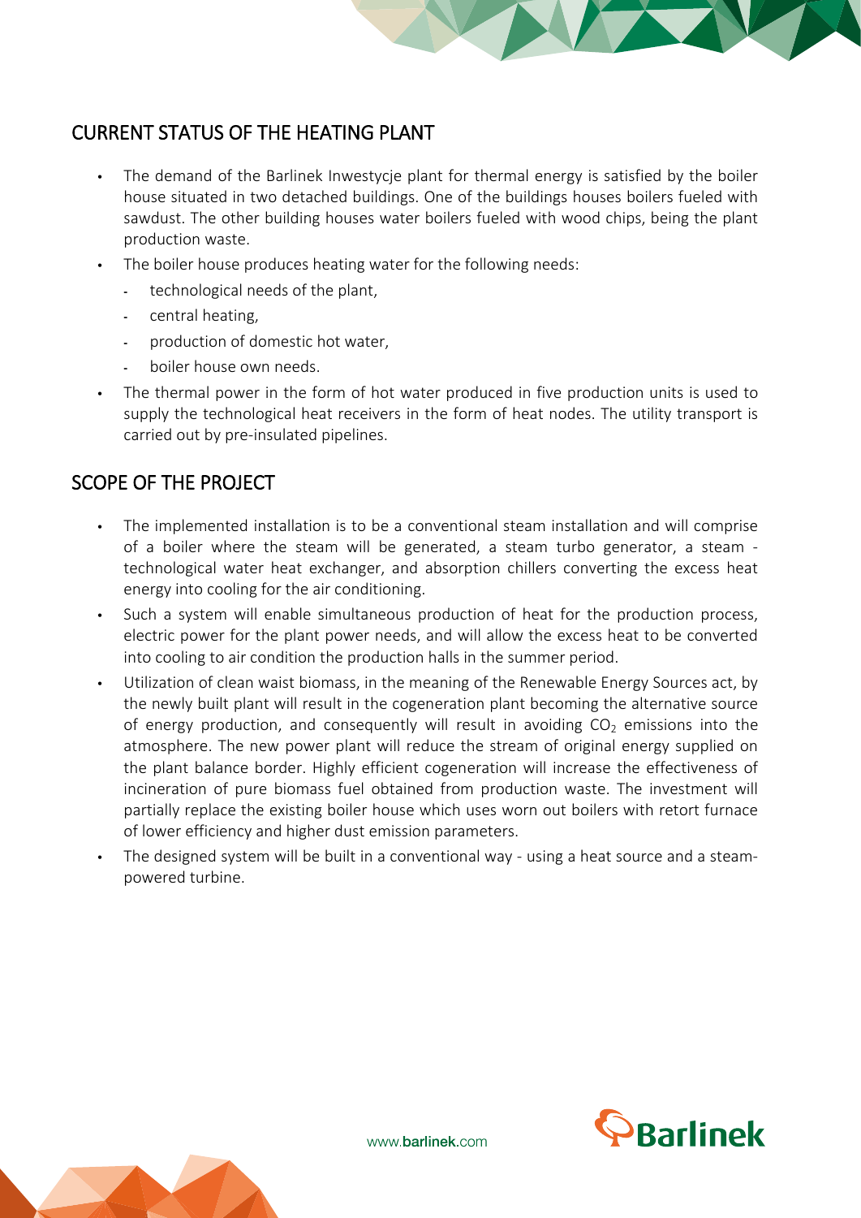## CURRENT STATUS OF THE HEATING PLANT

- The demand of the Barlinek Inwestycje plant for thermal energy is satisfied by the boiler house situated in two detached buildings. One of the buildings houses boilers fueled with sawdust. The other building houses water boilers fueled with wood chips, being the plant production waste.
- The boiler house produces heating water for the following needs:
  - technological needs of the plant,
  - central heating,
  - production of domestic hot water,
  - boiler house own needs.
- The thermal power in the form of hot water produced in five production units is used to supply the technological heat receivers in the form of heat nodes. The utility transport is carried out by pre-insulated pipelines.

## SCOPE OF THE PROJECT

- The implemented installation is to be a conventional steam installation and will comprise of a boiler where the steam will be generated, a steam turbo generator, a steam - technological water heat exchanger, and absorption chillers converting the excess heat energy into cooling for the air conditioning.
- Such a system will enable simultaneous production of heat for the production process, electric power for the plant power needs, and will allow the excess heat to be converted into cooling to air condition the production halls in the summer period.
- Utilization of clean waist biomass, in the meaning of the Renewable Energy Sources act, by the newly built plant will result in the cogeneration plant becoming the alternative source of energy production, and consequently will result in avoiding $CO_2$ emissions into the atmosphere. The new power plant will reduce the stream of original energy supplied on the plant balance border. Highly efficient cogeneration will increase the effectiveness of incineration of pure biomass fuel obtained from production waste. The investment will partially replace the existing boiler house which uses worn out boilers with retort furnace of lower efficiency and higher dust emission parameters.
- The designed system will be built in a conventional way - using a heat source and a steam-powered turbine.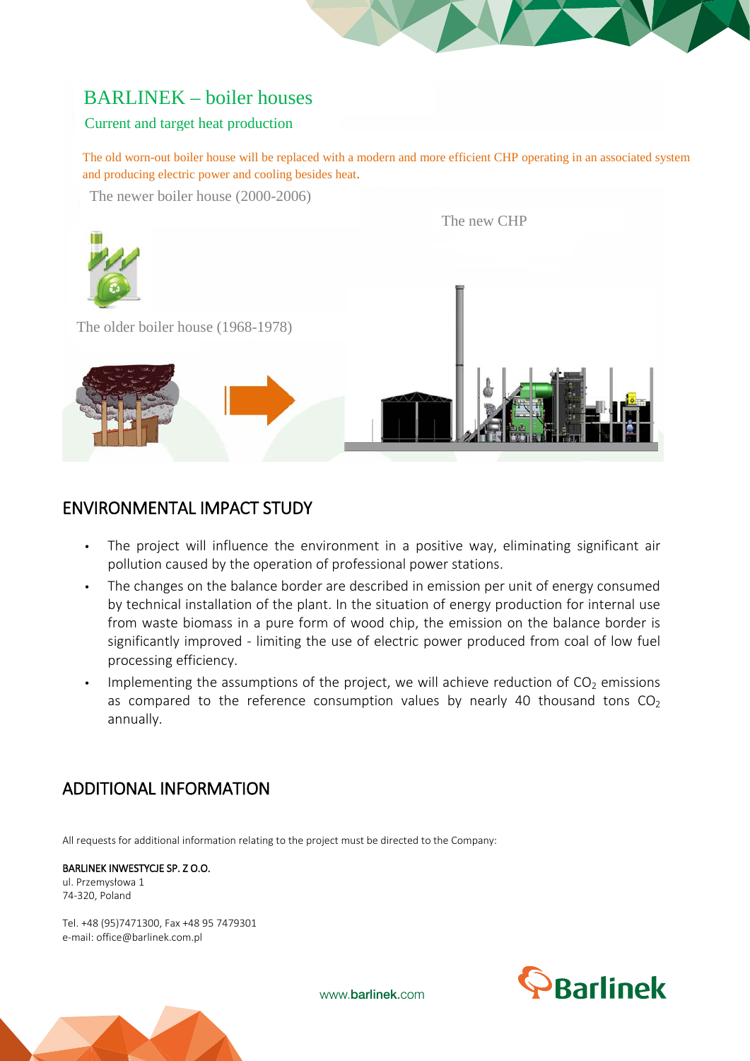## BARLINEK – boiler houses

### Current and target heat production

The old worn-out boiler house will be replaced with a modern and more efficient CHP operating in an associated system and producing electric power and cooling besides heat.

The newer boiler house (2000-2006)

The new CHP

The older boiler house (1968-1978)

## ENVIRONMENTAL IMPACT STUDY

- The project will influence the environment in a positive way, eliminating significant air pollution caused by the operation of professional power stations.
- The changes on the balance border are described in emission per unit of energy consumed by technical installation of the plant. In the situation of energy production for internal use from waste biomass in a pure form of wood chip, the emission on the balance border is significantly improved - limiting the use of electric power produced from coal of low fuel processing efficiency.
- Implementing the assumptions of the project, we will achieve reduction of $CO_2$ emissions as compared to the reference consumption values by nearly 40 thousand tons $CO_2$ annually.

## ADDITIONAL INFORMATION

All requests for additional information relating to the project must be directed to the Company:

**BARLINEK INWESTYCJE SP. Z O.O.**
ul. Przemysłowa 1
74-320, Poland

Tel. +48 (95)7471300, Fax +48 95 7479301
e-mail: office@barlinek.com.pl

www.barlinek.com

Barlinek